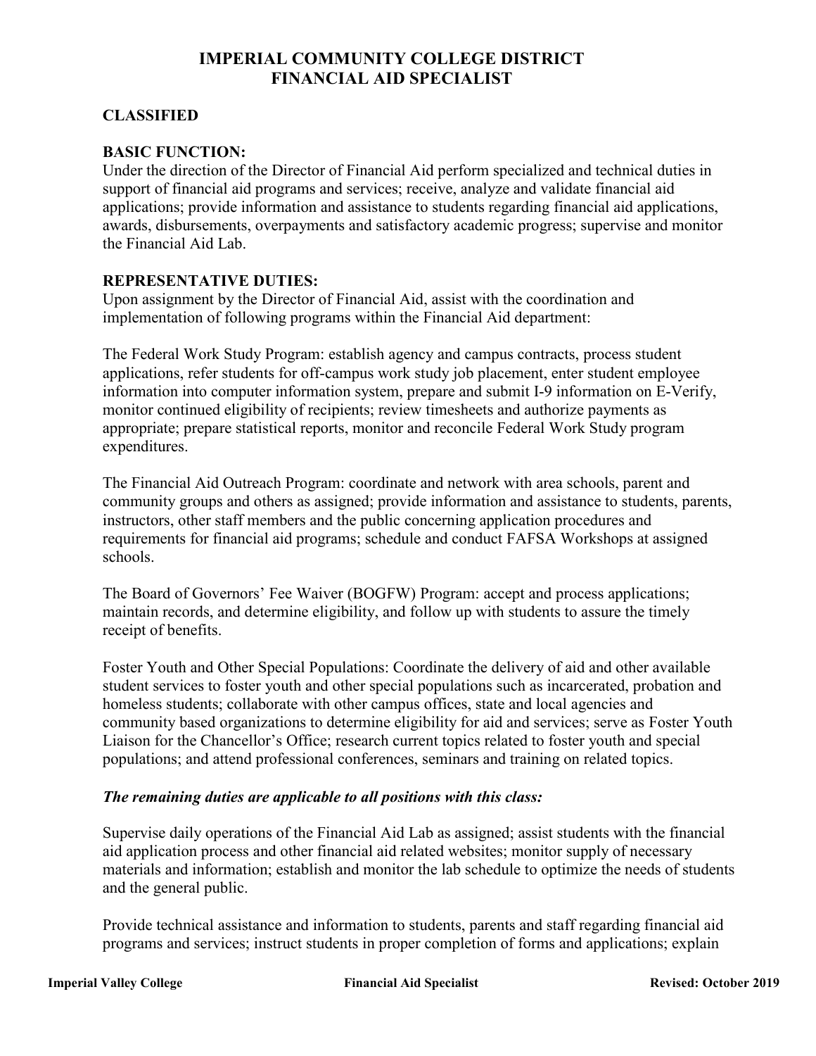# IMPERIAL COMMUNITY COLLEGE DISTRICT
# FINANCIAL AID SPECIALIST

**CLASSIFIED**

**BASIC FUNCTION:**

Under the direction of the Director of Financial Aid perform specialized and technical duties in support of financial aid programs and services; receive, analyze and validate financial aid applications; provide information and assistance to students regarding financial aid applications, awards, disbursements, overpayments and satisfactory academic progress; supervise and monitor the Financial Aid Lab.

**REPRESENTATIVE DUTIES:**

Upon assignment by the Director of Financial Aid, assist with the coordination and implementation of following programs within the Financial Aid department:

The Federal Work Study Program: establish agency and campus contracts, process student applications, refer students for off-campus work study job placement, enter student employee information into computer information system, prepare and submit I-9 information on E-Verify, monitor continued eligibility of recipients; review timesheets and authorize payments as appropriate; prepare statistical reports, monitor and reconcile Federal Work Study program expenditures.

The Financial Aid Outreach Program: coordinate and network with area schools, parent and community groups and others as assigned; provide information and assistance to students, parents, instructors, other staff members and the public concerning application procedures and requirements for financial aid programs; schedule and conduct FAFSA Workshops at assigned schools.

The Board of Governors' Fee Waiver (BOGFW) Program: accept and process applications; maintain records, and determine eligibility, and follow up with students to assure the timely receipt of benefits.

Foster Youth and Other Special Populations: Coordinate the delivery of aid and other available student services to foster youth and other special populations such as incarcerated, probation and homeless students; collaborate with other campus offices, state and local agencies and community based organizations to determine eligibility for aid and services; serve as Foster Youth Liaison for the Chancellor's Office; research current topics related to foster youth and special populations; and attend professional conferences, seminars and training on related topics.

***The remaining duties are applicable to all positions with this class:***

Supervise daily operations of the Financial Aid Lab as assigned; assist students with the financial aid application process and other financial aid related websites; monitor supply of necessary materials and information; establish and monitor the lab schedule to optimize the needs of students and the general public.

Provide technical assistance and information to students, parents and staff regarding financial aid programs and services; instruct students in proper completion of forms and applications; explain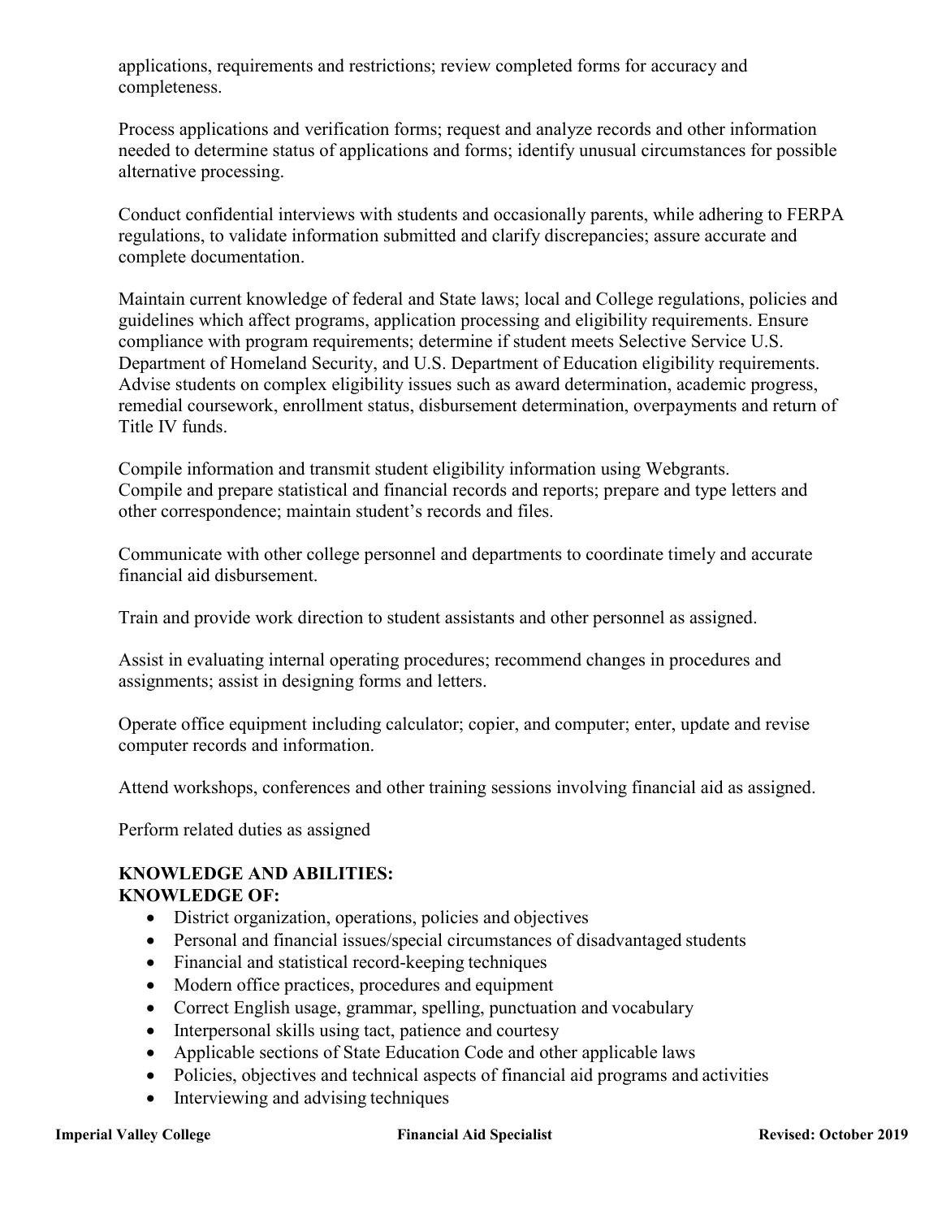applications, requirements and restrictions; review completed forms for accuracy and completeness.

Process applications and verification forms; request and analyze records and other information needed to determine status of applications and forms; identify unusual circumstances for possible alternative processing.

Conduct confidential interviews with students and occasionally parents, while adhering to FERPA regulations, to validate information submitted and clarify discrepancies; assure accurate and complete documentation.

Maintain current knowledge of federal and State laws; local and College regulations, policies and guidelines which affect programs, application processing and eligibility requirements. Ensure compliance with program requirements; determine if student meets Selective Service U.S. Department of Homeland Security, and U.S. Department of Education eligibility requirements. Advise students on complex eligibility issues such as award determination, academic progress, remedial coursework, enrollment status, disbursement determination, overpayments and return of Title IV funds.

Compile information and transmit student eligibility information using Webgrants.
Compile and prepare statistical and financial records and reports; prepare and type letters and other correspondence; maintain student's records and files.

Communicate with other college personnel and departments to coordinate timely and accurate financial aid disbursement.

Train and provide work direction to student assistants and other personnel as assigned.

Assist in evaluating internal operating procedures; recommend changes in procedures and assignments; assist in designing forms and letters.

Operate office equipment including calculator; copier, and computer; enter, update and revise computer records and information.

Attend workshops, conferences and other training sessions involving financial aid as assigned.

Perform related duties as assigned

**KNOWLEDGE AND ABILITIES:**
**KNOWLEDGE OF:**

- District organization, operations, policies and objectives
- Personal and financial issues/special circumstances of disadvantaged students
- Financial and statistical record-keeping techniques
- Modern office practices, procedures and equipment
- Correct English usage, grammar, spelling, punctuation and vocabulary
- Interpersonal skills using tact, patience and courtesy
- Applicable sections of State Education Code and other applicable laws
- Policies, objectives and technical aspects of financial aid programs and activities
- Interviewing and advising techniques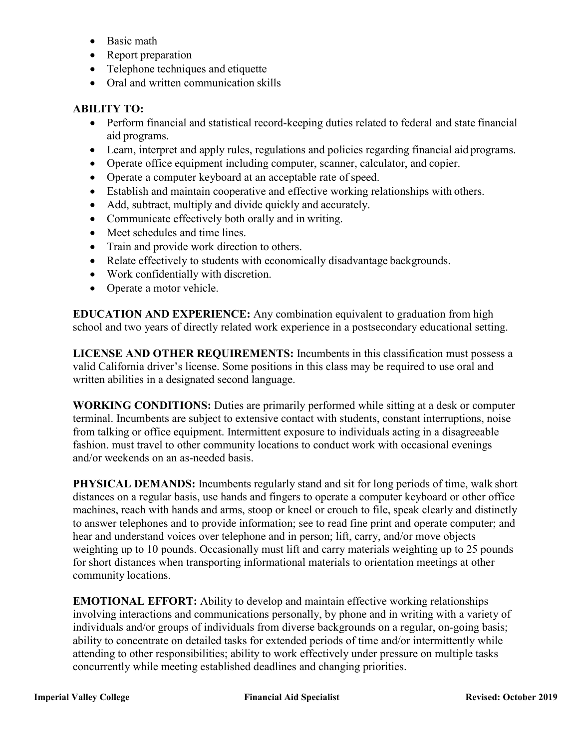- Basic math
- Report preparation
- Telephone techniques and etiquette
- Oral and written communication skills

**ABILITY TO:**

- Perform financial and statistical record-keeping duties related to federal and state financial aid programs.
- Learn, interpret and apply rules, regulations and policies regarding financial aid programs.
- Operate office equipment including computer, scanner, calculator, and copier.
- Operate a computer keyboard at an acceptable rate of speed.
- Establish and maintain cooperative and effective working relationships with others.
- Add, subtract, multiply and divide quickly and accurately.
- Communicate effectively both orally and in writing.
- Meet schedules and time lines.
- Train and provide work direction to others.
- Relate effectively to students with economically disadvantage backgrounds.
- Work confidentially with discretion.
- Operate a motor vehicle.

**EDUCATION AND EXPERIENCE:** Any combination equivalent to graduation from high school and two years of directly related work experience in a postsecondary educational setting.

**LICENSE AND OTHER REQUIREMENTS:** Incumbents in this classification must possess a valid California driver's license. Some positions in this class may be required to use oral and written abilities in a designated second language.

**WORKING CONDITIONS:** Duties are primarily performed while sitting at a desk or computer terminal. Incumbents are subject to extensive contact with students, constant interruptions, noise from talking or office equipment. Intermittent exposure to individuals acting in a disagreeable fashion. must travel to other community locations to conduct work with occasional evenings and/or weekends on an as-needed basis.

**PHYSICAL DEMANDS:** Incumbents regularly stand and sit for long periods of time, walk short distances on a regular basis, use hands and fingers to operate a computer keyboard or other office machines, reach with hands and arms, stoop or kneel or crouch to file, speak clearly and distinctly to answer telephones and to provide information; see to read fine print and operate computer; and hear and understand voices over telephone and in person; lift, carry, and/or move objects weighting up to 10 pounds. Occasionally must lift and carry materials weighting up to 25 pounds for short distances when transporting informational materials to orientation meetings at other community locations.

**EMOTIONAL EFFORT:** Ability to develop and maintain effective working relationships involving interactions and communications personally, by phone and in writing with a variety of individuals and/or groups of individuals from diverse backgrounds on a regular, on-going basis; ability to concentrate on detailed tasks for extended periods of time and/or intermittently while attending to other responsibilities; ability to work effectively under pressure on multiple tasks concurrently while meeting established deadlines and changing priorities.